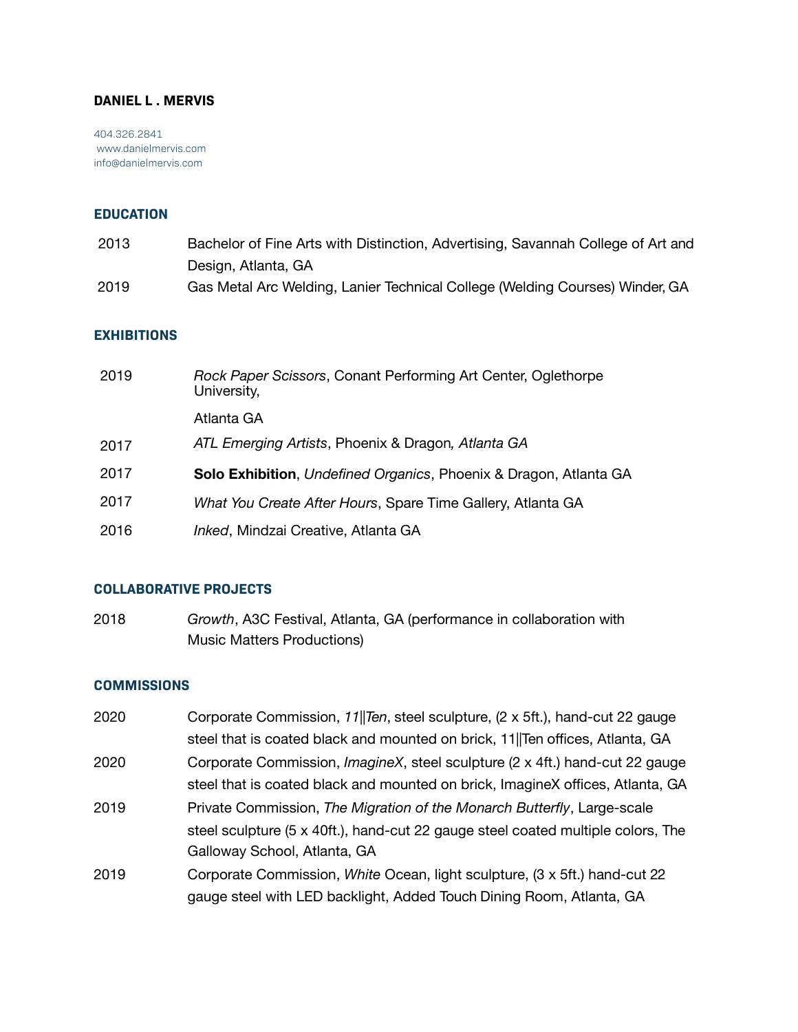# DANIEL L . MERVIS

404.326.2841
www.danielmervis.com
info@danielmervis.com

## EDUCATION

2013 Bachelor of Fine Arts with Distinction, Advertising, Savannah College of Art and Design, Atlanta, GA

2019 Gas Metal Arc Welding, Lanier Technical College (Welding Courses) Winder, GA

## EXHIBITIONS

2019 *Rock Paper Scissors*, Conant Performing Art Center, Oglethorpe University, Atlanta GA

2017 *ATL Emerging Artists*, Phoenix & Dragon*, Atlanta GA*

2017 **Solo Exhibition**, *Undefined Organics*, Phoenix & Dragon, Atlanta GA

2017 *What You Create After Hours*, Spare Time Gallery, Atlanta GA

2016 *Inked*, Mindzai Creative, Atlanta GA

## COLLABORATIVE PROJECTS

2018 *Growth*, A3C Festival, Atlanta, GA (performance in collaboration with Music Matters Productions)

## COMMISSIONS

2020 Corporate Commission, *11||Ten*, steel sculpture, (2 x 5ft.), hand-cut 22 gauge steel that is coated black and mounted on brick, 11||Ten offices, Atlanta, GA

2020 Corporate Commission, *ImagineX*, steel sculpture (2 x 4ft.) hand-cut 22 gauge steel that is coated black and mounted on brick, ImagineX offices, Atlanta, GA

2019 Private Commission, *The Migration of the Monarch Butterfly*, Large-scale steel sculpture (5 x 40ft.), hand-cut 22 gauge steel coated multiple colors, The Galloway School, Atlanta, GA

2019 Corporate Commission, *White* Ocean, light sculpture, (3 x 5ft.) hand-cut 22 gauge steel with LED backlight, Added Touch Dining Room, Atlanta, GA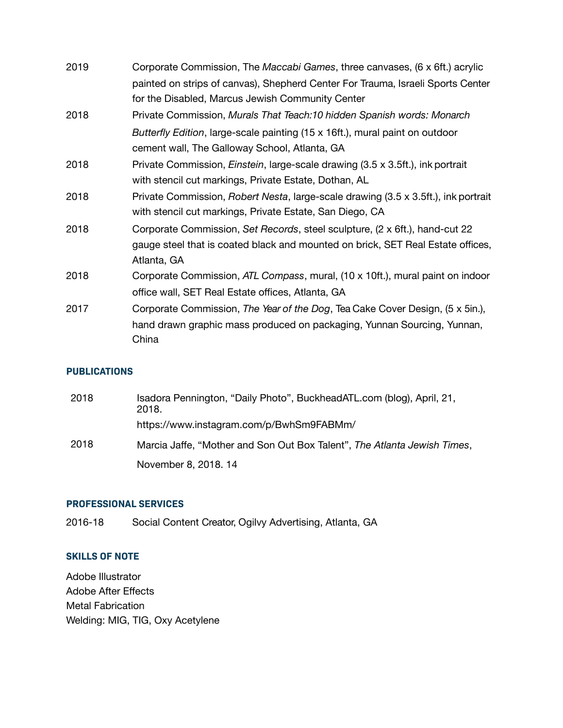2019 Corporate Commission, The *Maccabi Games*, three canvases, (6 x 6ft.) acrylic painted on strips of canvas), Shepherd Center For Trauma, Israeli Sports Center for the Disabled, Marcus Jewish Community Center

2018 Private Commission, *Murals That Teach:10 hidden Spanish words: Monarch Butterfly Edition*, large-scale painting (15 x 16ft.), mural paint on outdoor cement wall, The Galloway School, Atlanta, GA

2018 Private Commission, *Einstein*, large-scale drawing (3.5 x 3.5ft.), ink portrait with stencil cut markings, Private Estate, Dothan, AL

2018 Private Commission, *Robert Nesta*, large-scale drawing (3.5 x 3.5ft.), ink portrait with stencil cut markings, Private Estate, San Diego, CA

2018 Corporate Commission, *Set Records*, steel sculpture, (2 x 6ft.), hand-cut 22 gauge steel that is coated black and mounted on brick, SET Real Estate offices, Atlanta, GA

2018 Corporate Commission, *ATL Compass*, mural, (10 x 10ft.), mural paint on indoor office wall, SET Real Estate offices, Atlanta, GA

2017 Corporate Commission, *The Year of the Dog*, Tea Cake Cover Design, (5 x 5in.), hand drawn graphic mass produced on packaging, Yunnan Sourcing, Yunnan, China

## PUBLICATIONS

2018 Isadora Pennington, "Daily Photo", BuckheadATL.com (blog), April, 21, 2018.
https://www.instagram.com/p/BwhSm9FABMm/

2018 Marcia Jaffe, "Mother and Son Out Box Talent", *The Atlanta Jewish Times*, November 8, 2018. 14

## PROFESSIONAL SERVICES

2016-18 Social Content Creator, Ogilvy Advertising, Atlanta, GA

## SKILLS OF NOTE

Adobe Illustrator
Adobe After Effects
Metal Fabrication
Welding: MIG, TIG, Oxy Acetylene